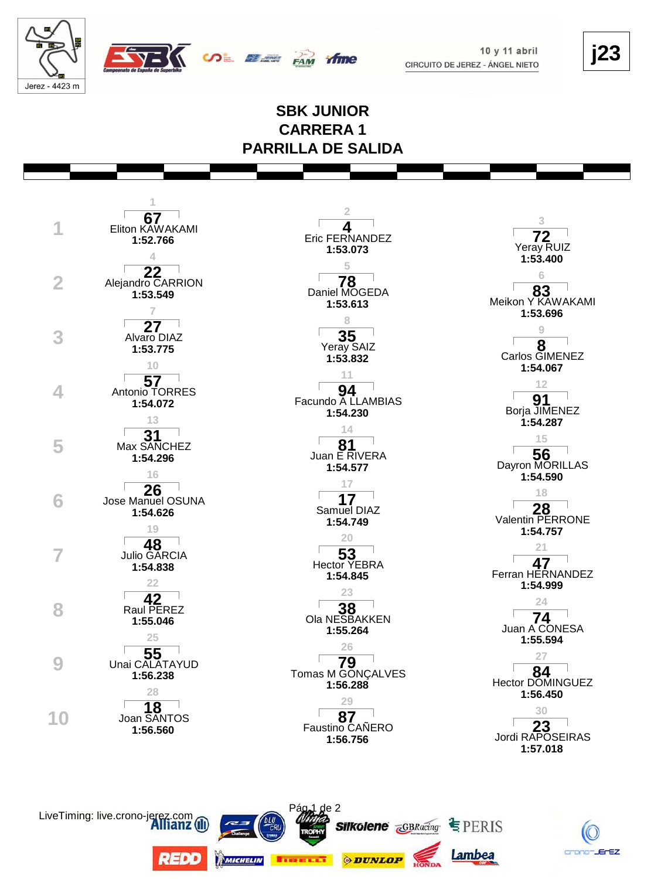Jerez - 4423 m

10 y 11 abril

CIRCUITO DE JEREZ - ÁNGEL NIETO

**j23**

# SBK JUNIOR
# CARRERA 1
# PARRILLA DE SALIDA

| Fila | Pos. | Nº | Piloto | Tiempo |
|---|---|---|---|---|
| 1 | 1 | 67 | Eliton KAWAKAMI | 1:52.766 |
| 1 | 2 | 4 | Eric FERNANDEZ | 1:53.073 |
| 1 | 3 | 72 | Yeray RUIZ | 1:53.400 |
| 2 | 4 | 22 | Alejandro CARRION | 1:53.549 |
| 2 | 5 | 78 | Daniel MOGEDA | 1:53.613 |
| 2 | 6 | 83 | Meikon Y KAWAKAMI | 1:53.696 |
| 3 | 7 | 27 | Alvaro DIAZ | 1:53.775 |
| 3 | 8 | 35 | Yeray SAIZ | 1:53.832 |
| 3 | 9 | 8 | Carlos GIMENEZ | 1:54.067 |
| 4 | 10 | 57 | Antonio TORRES | 1:54.072 |
| 4 | 11 | 94 | Facundo A LLAMBIAS | 1:54.230 |
| 4 | 12 | 91 | Borja JIMENEZ | 1:54.287 |
| 5 | 13 | 31 | Max SANCHEZ | 1:54.296 |
| 5 | 14 | 81 | Juan E RIVERA | 1:54.577 |
| 5 | 15 | 56 | Dayron MORILLAS | 1:54.590 |
| 6 | 16 | 26 | Jose Manuel OSUNA | 1:54.626 |
| 6 | 17 | 17 | Samuel DIAZ | 1:54.749 |
| 6 | 18 | 28 | Valentin PERRONE | 1:54.757 |
| 7 | 19 | 48 | Julio GARCIA | 1:54.838 |
| 7 | 20 | 53 | Hector YEBRA | 1:54.845 |
| 7 | 21 | 47 | Ferran HERNANDEZ | 1:54.999 |
| 8 | 22 | 42 | Raul PEREZ | 1:55.046 |
| 8 | 23 | 38 | Ola NESBAKKEN | 1:55.264 |
| 8 | 24 | 74 | Juan A CONESA | 1:55.594 |
| 9 | 25 | 55 | Unai CALATAYUD | 1:56.238 |
| 9 | 26 | 79 | Tomas M GONÇALVES | 1:56.288 |
| 9 | 27 | 84 | Hector DOMINGUEZ | 1:56.450 |
| 10 | 28 | 18 | Joan SANTOS | 1:56.560 |
| 10 | 29 | 87 | Faustino CAÑERO | 1:56.756 |
| 10 | 30 | 23 | Jordi RAPOSEIRAS | 1:57.018 |

LiveTiming: live.crono-jerez.com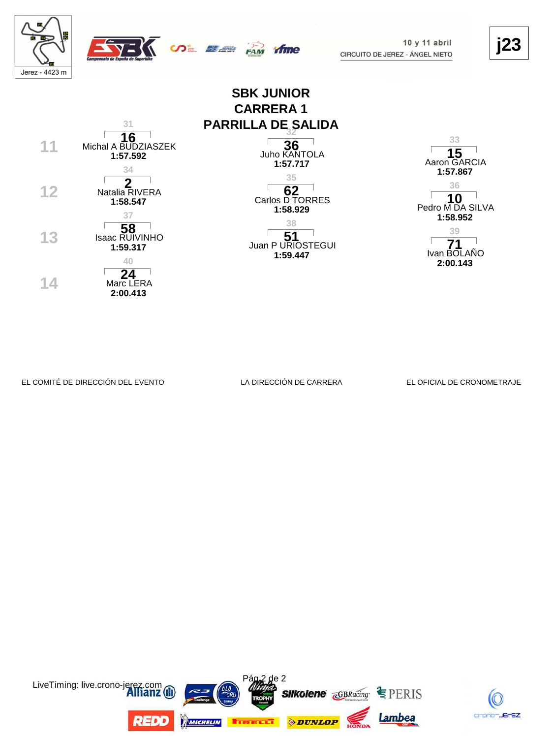10 y 11 abril

CIRCUITO DE JEREZ - ÁNGEL NIETO

j23

## SBK JUNIOR
## CARRERA 1
## PARRILLA DE SALIDA

| Fila | | | |
|---|---|---|---|
| 11 | 31 **16** Michal A BUDZIASZEK **1:57.592** | 32 **36** Juho KANTOLA **1:57.717** | 33 **15** Aaron GARCIA **1:57.867** |
| 12 | 34 **2** Natalia RIVERA **1:58.547** | 35 **62** Carlos D TORRES **1:58.929** | 36 **10** Pedro M DA SILVA **1:58.952** |
| 13 | 37 **58** Isaac RUIVINHO **1:59.317** | 38 **51** Juan P URIOSTEGUI **1:59.447** | 39 **71** Ivan BOLAÑO **2:00.143** |
| 14 | 40 **24** Marc LERA **2:00.413** | | |

EL COMITÉ DE DIRECCIÓN DEL EVENTO

LA DIRECCIÓN DE CARRERA

EL OFICIAL DE CRONOMETRAJE

LiveTiming: live.crono-jerez.com